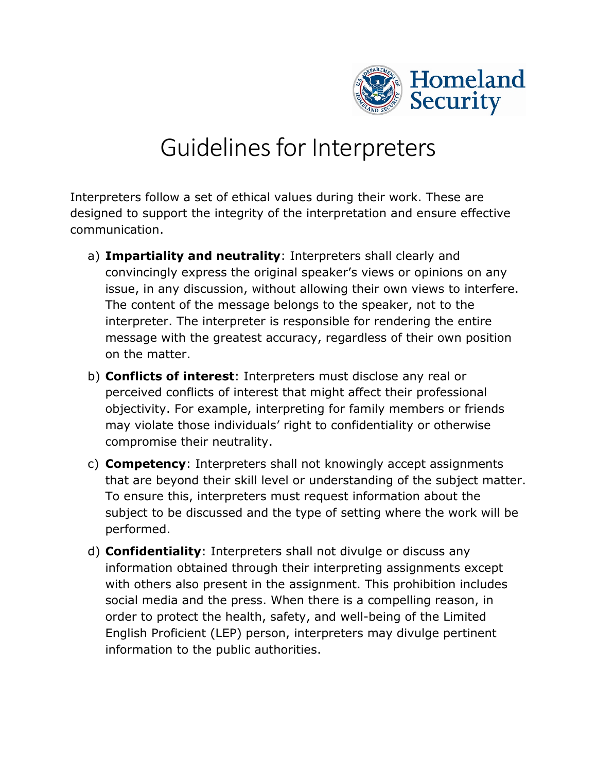Homeland Security

# Guidelines for Interpreters

Interpreters follow a set of ethical values during their work. These are designed to support the integrity of the interpretation and ensure effective communication.

a) **Impartiality and neutrality**: Interpreters shall clearly and convincingly express the original speaker's views or opinions on any issue, in any discussion, without allowing their own views to interfere. The content of the message belongs to the speaker, not to the interpreter. The interpreter is responsible for rendering the entire message with the greatest accuracy, regardless of their own position on the matter.

b) **Conflicts of interest**: Interpreters must disclose any real or perceived conflicts of interest that might affect their professional objectivity. For example, interpreting for family members or friends may violate those individuals' right to confidentiality or otherwise compromise their neutrality.

c) **Competency**: Interpreters shall not knowingly accept assignments that are beyond their skill level or understanding of the subject matter. To ensure this, interpreters must request information about the subject to be discussed and the type of setting where the work will be performed.

d) **Confidentiality**: Interpreters shall not divulge or discuss any information obtained through their interpreting assignments except with others also present in the assignment. This prohibition includes social media and the press. When there is a compelling reason, in order to protect the health, safety, and well-being of the Limited English Proficient (LEP) person, interpreters may divulge pertinent information to the public authorities.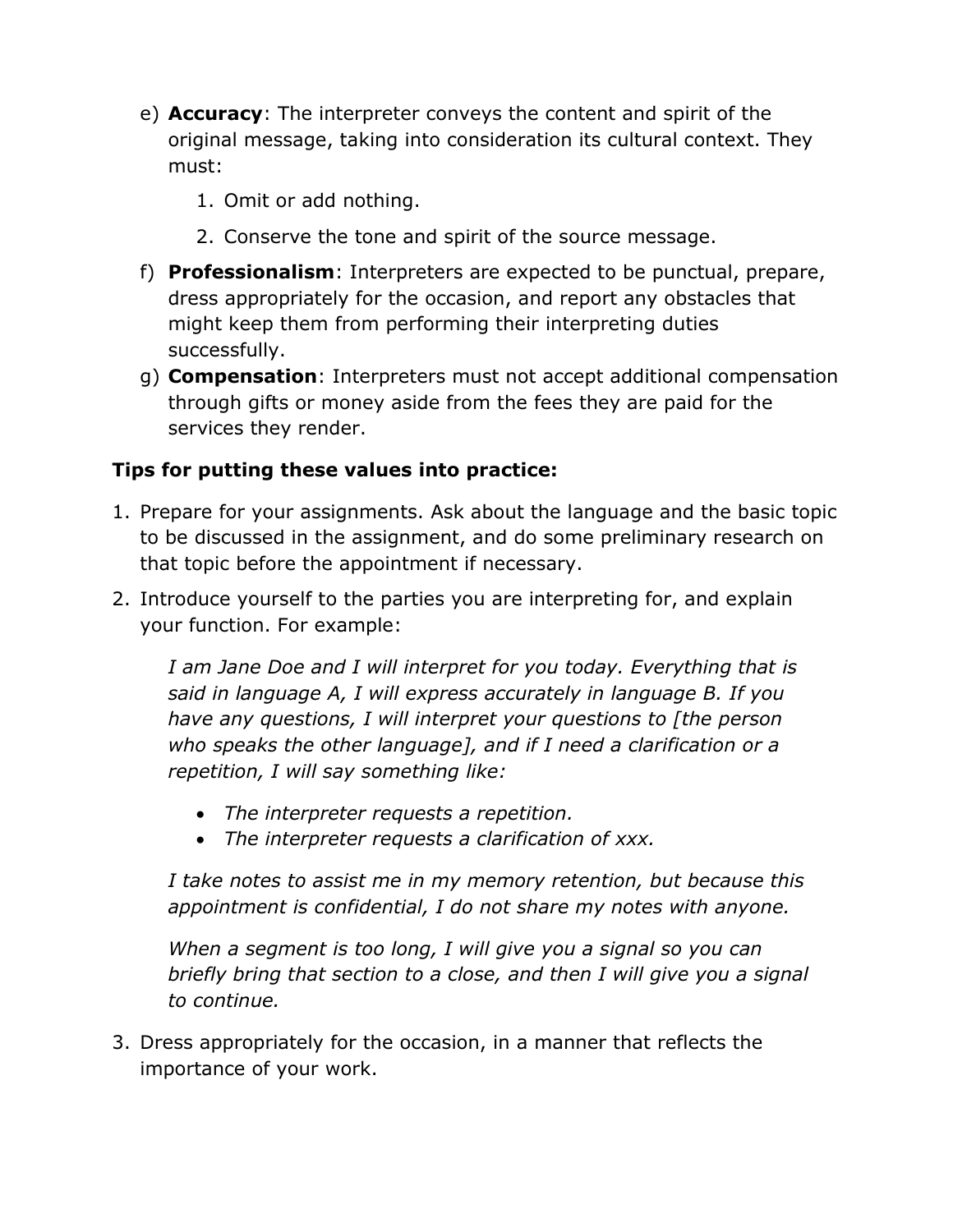e) **Accuracy**: The interpreter conveys the content and spirit of the original message, taking into consideration its cultural context. They must:

    1. Omit or add nothing.
    2. Conserve the tone and spirit of the source message.

f) **Professionalism**: Interpreters are expected to be punctual, prepare, dress appropriately for the occasion, and report any obstacles that might keep them from performing their interpreting duties successfully.

g) **Compensation**: Interpreters must not accept additional compensation through gifts or money aside from the fees they are paid for the services they render.

**Tips for putting these values into practice:**

1. Prepare for your assignments. Ask about the language and the basic topic to be discussed in the assignment, and do some preliminary research on that topic before the appointment if necessary.
2. Introduce yourself to the parties you are interpreting for, and explain your function. For example:

    *I am Jane Doe and I will interpret for you today. Everything that is said in language A, I will express accurately in language B. If you have any questions, I will interpret your questions to [the person who speaks the other language], and if I need a clarification or a repetition, I will say something like:*

    - *The interpreter requests a repetition.*
    - *The interpreter requests a clarification of xxx.*

    *I take notes to assist me in my memory retention, but because this appointment is confidential, I do not share my notes with anyone.*

    *When a segment is too long, I will give you a signal so you can briefly bring that section to a close, and then I will give you a signal to continue.*

3. Dress appropriately for the occasion, in a manner that reflects the importance of your work.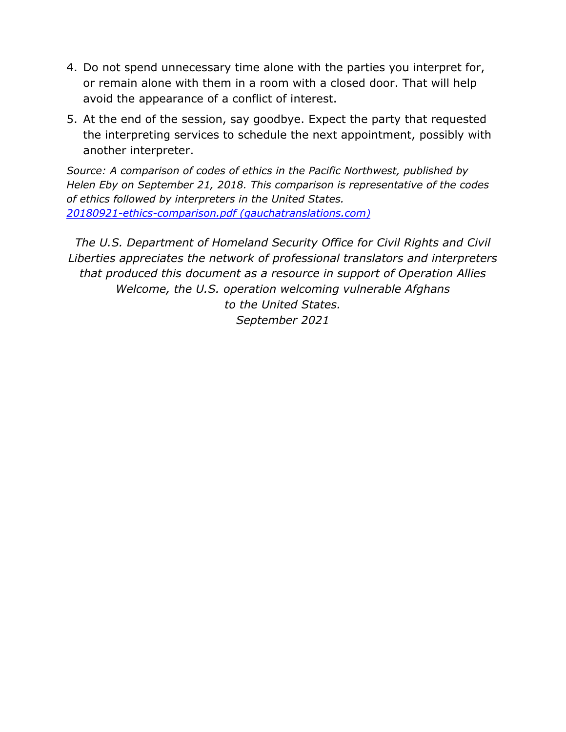4. Do not spend unnecessary time alone with the parties you interpret for, or remain alone with them in a room with a closed door. That will help avoid the appearance of a conflict of interest.
5. At the end of the session, say goodbye. Expect the party that requested the interpreting services to schedule the next appointment, possibly with another interpreter.

*Source: A comparison of codes of ethics in the Pacific Northwest, published by Helen Eby on September 21, 2018. This comparison is representative of the codes of ethics followed by interpreters in the United States.*
*[20180921-ethics-comparison.pdf (gauchatranslations.com)]*

*The U.S. Department of Homeland Security Office for Civil Rights and Civil Liberties appreciates the network of professional translators and interpreters that produced this document as a resource in support of Operation Allies Welcome, the U.S. operation welcoming vulnerable Afghans to the United States.*
*September 2021*